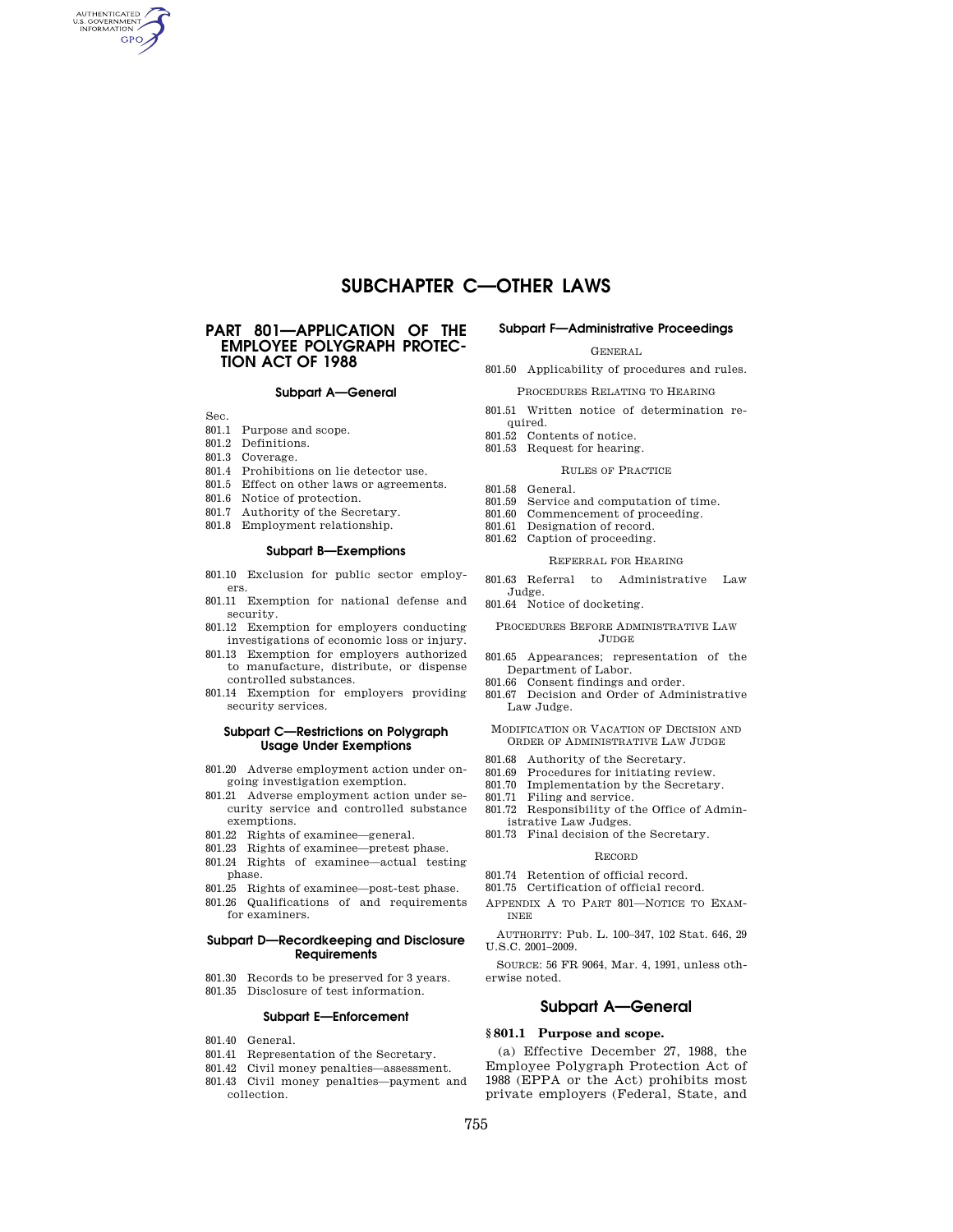# SUBCHAPTER C—OTHER LAWS

## PART 801—APPLICATION OF THE EMPLOYEE POLYGRAPH PROTECTION ACT OF 1988

### Subpart A—General

Sec.

801.1 Purpose and scope.
801.2 Definitions.
801.3 Coverage.
801.4 Prohibitions on lie detector use.
801.5 Effect on other laws or agreements.
801.6 Notice of protection.
801.7 Authority of the Secretary.
801.8 Employment relationship.

### Subpart B—Exemptions

801.10 Exclusion for public sector employers.
801.11 Exemption for national defense and security.
801.12 Exemption for employers conducting investigations of economic loss or injury.
801.13 Exemption for employers authorized to manufacture, distribute, or dispense controlled substances.
801.14 Exemption for employers providing security services.

### Subpart C—Restrictions on Polygraph Usage Under Exemptions

801.20 Adverse employment action under ongoing investigation exemption.
801.21 Adverse employment action under security service and controlled substance exemptions.
801.22 Rights of examinee—general.
801.23 Rights of examinee—pretest phase.
801.24 Rights of examinee—actual testing phase.
801.25 Rights of examinee—post-test phase.
801.26 Qualifications of and requirements for examiners.

### Subpart D—Recordkeeping and Disclosure Requirements

801.30 Records to be preserved for 3 years.
801.35 Disclosure of test information.

### Subpart E—Enforcement

801.40 General.
801.41 Representation of the Secretary.
801.42 Civil money penalties—assessment.
801.43 Civil money penalties—payment and collection.

### Subpart F—Administrative Proceedings

GENERAL

801.50 Applicability of procedures and rules.

PROCEDURES RELATING TO HEARING

801.51 Written notice of determination required.
801.52 Contents of notice.
801.53 Request for hearing.

RULES OF PRACTICE

801.58 General.
801.59 Service and computation of time.
801.60 Commencement of proceeding.
801.61 Designation of record.
801.62 Caption of proceeding.

REFERRAL FOR HEARING

801.63 Referral to Administrative Law Judge.
801.64 Notice of docketing.

PROCEDURES BEFORE ADMINISTRATIVE LAW JUDGE

801.65 Appearances; representation of the Department of Labor.
801.66 Consent findings and order.
801.67 Decision and Order of Administrative Law Judge.

MODIFICATION OR VACATION OF DECISION AND ORDER OF ADMINISTRATIVE LAW JUDGE

801.68 Authority of the Secretary.
801.69 Procedures for initiating review.
801.70 Implementation by the Secretary.
801.71 Filing and service.
801.72 Responsibility of the Office of Administrative Law Judges.
801.73 Final decision of the Secretary.

RECORD

801.74 Retention of official record.
801.75 Certification of official record.

APPENDIX A TO PART 801—NOTICE TO EXAMINEE

AUTHORITY: Pub. L. 100–347, 102 Stat. 646, 29 U.S.C. 2001–2009.

SOURCE: 56 FR 9064, Mar. 4, 1991, unless otherwise noted.

## Subpart A—General

**§ 801.1 Purpose and scope.**

(a) Effective December 27, 1988, the Employee Polygraph Protection Act of 1988 (EPPA or the Act) prohibits most private employers (Federal, State, and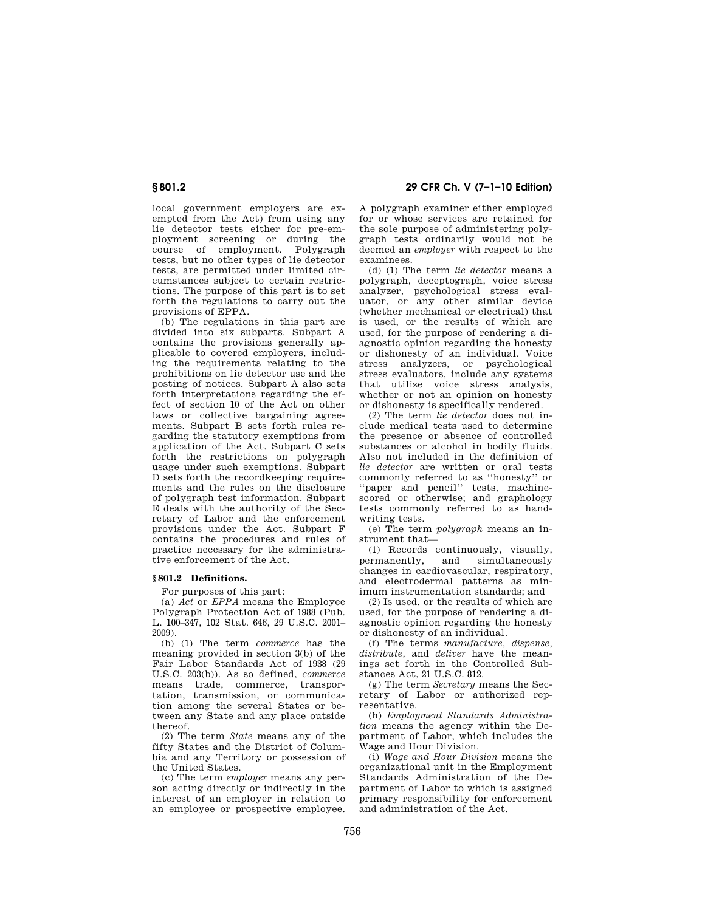local government employers are exempted from the Act) from using any lie detector tests either for pre-employment screening or during the course of employment. Polygraph tests, but no other types of lie detector tests, are permitted under limited circumstances subject to certain restrictions. The purpose of this part is to set forth the regulations to carry out the provisions of EPPA.

(b) The regulations in this part are divided into six subparts. Subpart A contains the provisions generally applicable to covered employers, including the requirements relating to the prohibitions on lie detector use and the posting of notices. Subpart A also sets forth interpretations regarding the effect of section 10 of the Act on other laws or collective bargaining agreements. Subpart B sets forth rules regarding the statutory exemptions from application of the Act. Subpart C sets forth the restrictions on polygraph usage under such exemptions. Subpart D sets forth the recordkeeping requirements and the rules on the disclosure of polygraph test information. Subpart E deals with the authority of the Secretary of Labor and the enforcement provisions under the Act. Subpart F contains the procedures and rules of practice necessary for the administrative enforcement of the Act.

### § 801.2 Definitions.

For purposes of this part:

(a) *Act* or *EPPA* means the Employee Polygraph Protection Act of 1988 (Pub. L. 100–347, 102 Stat. 646, 29 U.S.C. 2001–2009).

(b) (1) The term *commerce* has the meaning provided in section 3(b) of the Fair Labor Standards Act of 1938 (29 U.S.C. 203(b)). As so defined, *commerce* means trade, commerce, transportation, transmission, or communication among the several States or between any State and any place outside thereof.

(2) The term *State* means any of the fifty States and the District of Columbia and any Territory or possession of the United States.

(c) The term *employer* means any person acting directly or indirectly in the interest of an employer in relation to an employee or prospective employee. A polygraph examiner either employed for or whose services are retained for the sole purpose of administering polygraph tests ordinarily would not be deemed an *employer* with respect to the examinees.

(d) (1) The term *lie detector* means a polygraph, deceptograph, voice stress analyzer, psychological stress evaluator, or any other similar device (whether mechanical or electrical) that is used, or the results of which are used, for the purpose of rendering a diagnostic opinion regarding the honesty or dishonesty of an individual. Voice stress analyzers, or psychological stress evaluators, include any systems that utilize voice stress analysis, whether or not an opinion on honesty or dishonesty is specifically rendered.

(2) The term *lie detector* does not include medical tests used to determine the presence or absence of controlled substances or alcohol in bodily fluids. Also not included in the definition of *lie detector* are written or oral tests commonly referred to as ''honesty'' or ''paper and pencil'' tests, machine-scored or otherwise; and graphology tests commonly referred to as handwriting tests.

(e) The term *polygraph* means an instrument that—

(1) Records continuously, visually, permanently, and simultaneously changes in cardiovascular, respiratory, and electrodermal patterns as minimum instrumentation standards; and

(2) Is used, or the results of which are used, for the purpose of rendering a diagnostic opinion regarding the honesty or dishonesty of an individual.

(f) The terms *manufacture, dispense, distribute,* and *deliver* have the meanings set forth in the Controlled Substances Act, 21 U.S.C. 812.

(g) The term *Secretary* means the Secretary of Labor or authorized representative.

(h) *Employment Standards Administration* means the agency within the Department of Labor, which includes the Wage and Hour Division.

(i) *Wage and Hour Division* means the organizational unit in the Employment Standards Administration of the Department of Labor to which is assigned primary responsibility for enforcement and administration of the Act.